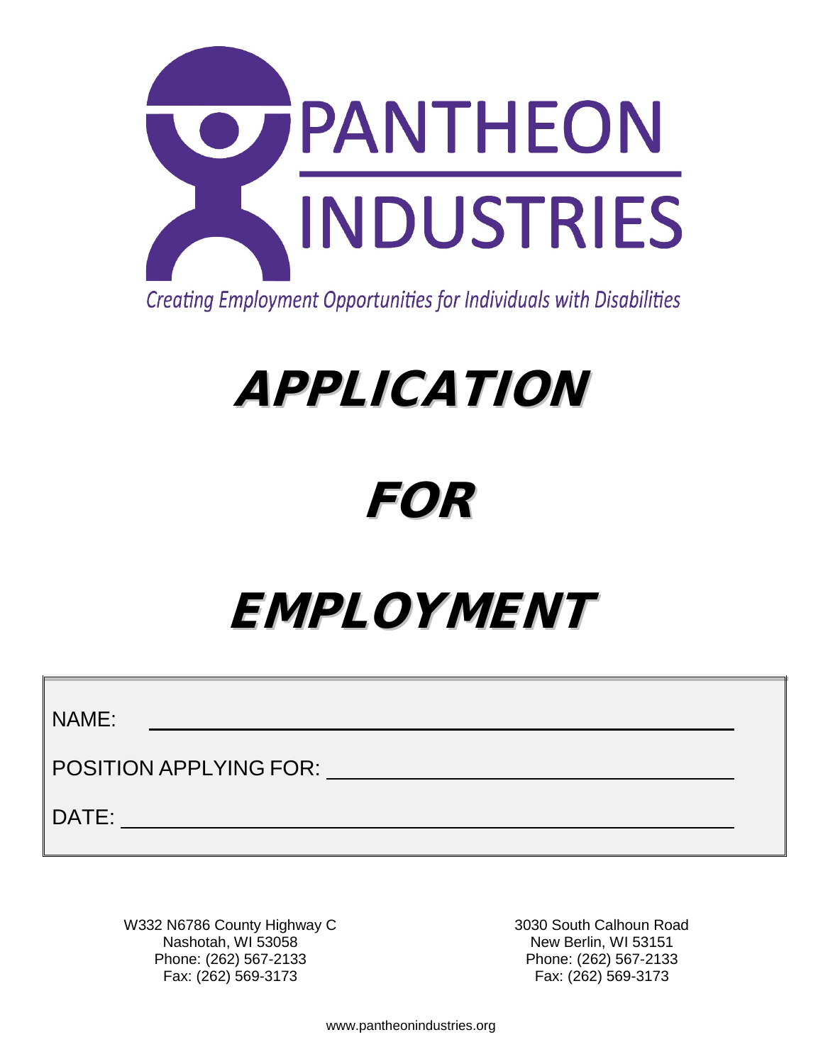# PANTHEON INDUSTRIES

*Creating Employment Opportunities for Individuals with Disabilities*

# APPLICATION

# FOR

# EMPLOYMENT

NAME: ______________________________________________

POSITION APPLYING FOR: ______________________________

DATE: ______________________________________________

W332 N6786 County Highway C
Nashotah, WI 53058
Phone: (262) 567-2133
Fax: (262) 569-3173

3030 South Calhoun Road
New Berlin, WI 53151
Phone: (262) 567-2133
Fax: (262) 569-3173

www.pantheonindustries.org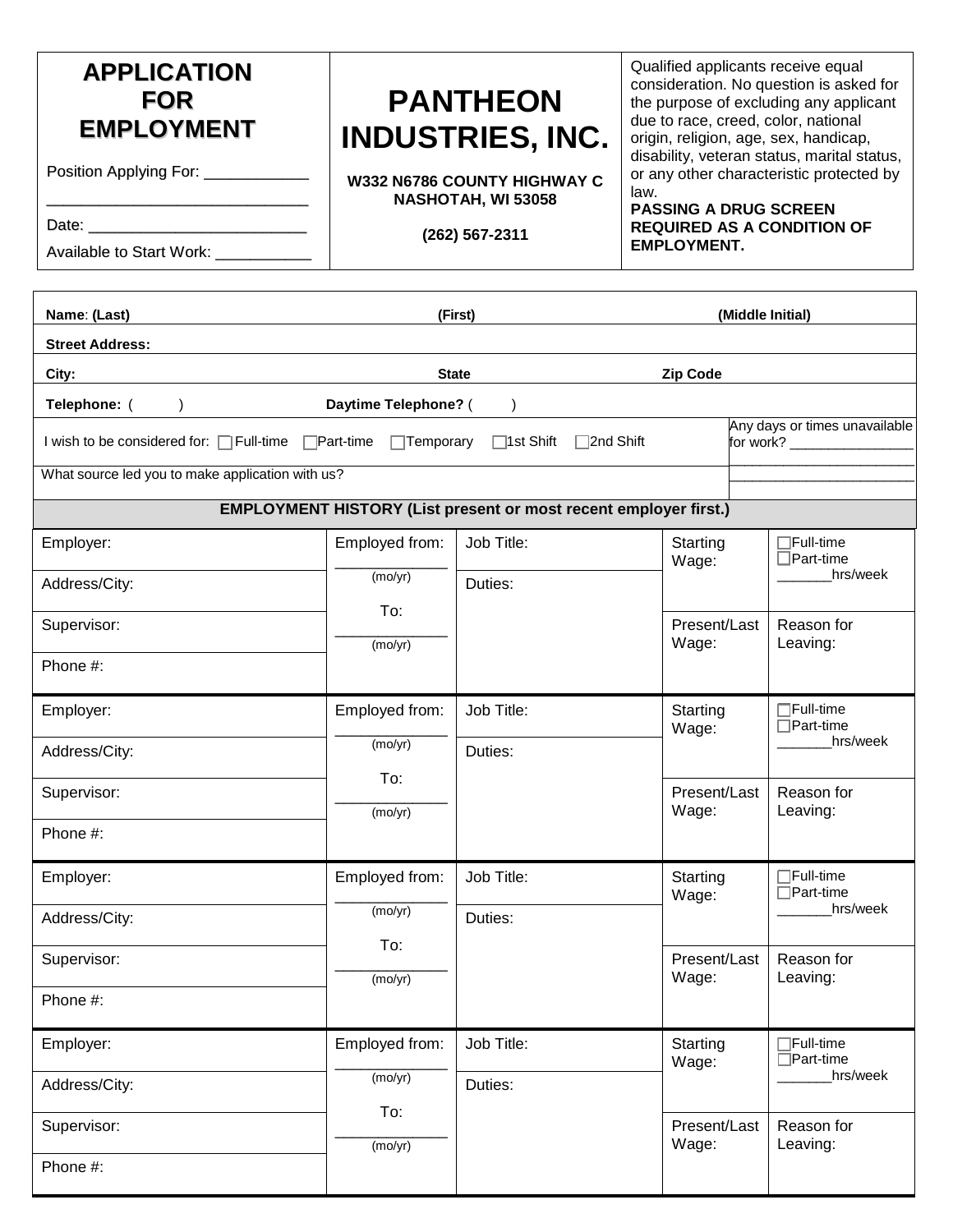| APPLICATION FOR EMPLOYMENT | PANTHEON INDUSTRIES, INC. | Qualified applicants receive equal consideration. No question is asked for the purpose of excluding any applicant due to race, creed, color, national origin, religion, age, sex, handicap, disability, veteran status, marital status, or any other characteristic protected by law. |
|---|---|---|
| Position Applying For: ____________ ______________________________ | W332 N6786 COUNTY HIGHWAY C NASHOTAH, WI 53058 | **PASSING A DRUG SCREEN REQUIRED AS A CONDITION OF EMPLOYMENT.** |
| Date: __________________________ | (262) 567-2311 | |
| Available to Start Work: ___________ | | |

| | | |
|---|---|---|
| **Name**: **(Last)** | **(First)** | **(Middle Initial)** |
| **Street Address:** | | |
| **City:** | **State** | **Zip Code** |
| **Telephone:** (      ) | **Daytime Telephone?** (      ) | |
| I wish to be considered for: ☐ Full-time ☐ Part-time ☐ Temporary ☐ 1st Shift ☐ 2nd Shift | | Any days or times unavailable for work? ________________ ________________________ ________________________ |
| What source led you to make application with us? | | |

**EMPLOYMENT HISTORY (List present or most recent employer first.)**

| | | | | |
|---|---|---|---|---|
| Employer: | Employed from: _____________ (mo/yr) | Job Title: | Starting Wage: | ☐ Full-time ☐ Part-time _______hrs/week |
| Address/City: | To: _____________ (mo/yr) | Duties: | | |
| Supervisor: | | | Present/Last Wage: | Reason for Leaving: |
| Phone #: | | | | |
| Employer: | Employed from: _____________ (mo/yr) | Job Title: | Starting Wage: | ☐ Full-time ☐ Part-time _______hrs/week |
| Address/City: | To: _____________ (mo/yr) | Duties: | | |
| Supervisor: | | | Present/Last Wage: | Reason for Leaving: |
| Phone #: | | | | |
| Employer: | Employed from: _____________ (mo/yr) | Job Title: | Starting Wage: | ☐ Full-time ☐ Part-time _______hrs/week |
| Address/City: | To: _____________ (mo/yr) | Duties: | | |
| Supervisor: | | | Present/Last Wage: | Reason for Leaving: |
| Phone #: | | | | |
| Employer: | Employed from: _____________ (mo/yr) | Job Title: | Starting Wage: | ☐ Full-time ☐ Part-time _______hrs/week |
| Address/City: | To: _____________ (mo/yr) | Duties: | | |
| Supervisor: | | | Present/Last Wage: | Reason for Leaving: |
| Phone #: | | | | |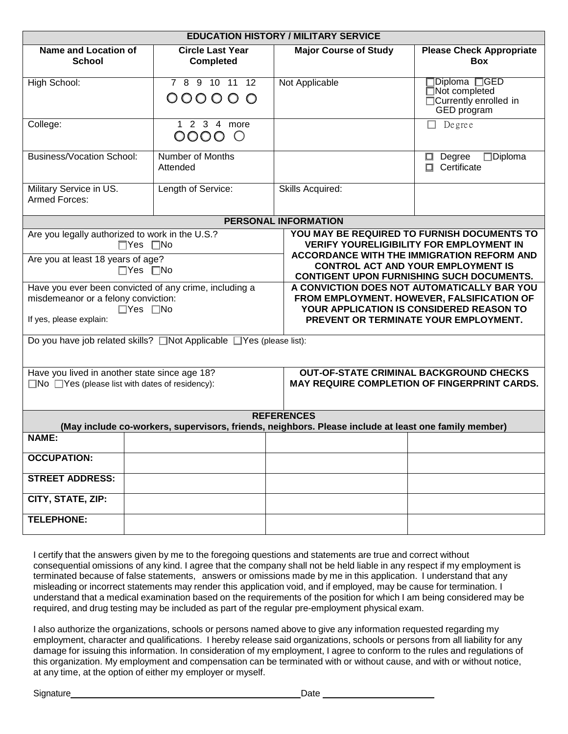| EDUCATION HISTORY / MILITARY SERVICE | | | |
|---|---|---|---|
| **Name and Location of School** | **Circle Last Year Completed** | **Major Course of Study** | **Please Check Appropriate Box** |
| High School: | 7 8 9 10 11 12 ○ ○ ○ ○ ○ ○ | Not Applicable | ☐Diploma ☐GED ☐Not completed ☐Currently enrolled in GED program |
| College: | 1 2 3 4 more ○ ○ ○ ○ ○ | | ☐ Degree |
| Business/Vocation School: | Number of Months Attended | | ☐ Degree ☐Diploma ☐ Certificate |
| Military Service in US. Armed Forces: | Length of Service: | Skills Acquired: | |

| PERSONAL INFORMATION | |
|---|---|
| Are you legally authorized to work in the U.S.? ☐Yes ☐No | **YOU MAY BE REQUIRED TO FURNISH DOCUMENTS TO VERIFY YOURELIGIBILITY FOR EMPLOYMENT IN ACCORDANCE WITH THE IMMIGRATION REFORM AND CONTROL ACT AND YOUR EMPLOYMENT IS CONTIGENT UPON FURNISHING SUCH DOCUMENTS.** |
| Are you at least 18 years of age? ☐Yes ☐No | |
| Have you ever been convicted of any crime, including a misdemeanor or a felony conviction: ☐Yes ☐No If yes, please explain: | **A CONVICTION DOES NOT AUTOMATICALLY BAR YOU FROM EMPLOYMENT. HOWEVER, FALSIFICATION OF YOUR APPLICATION IS CONSIDERED REASON TO PREVENT OR TERMINATE YOUR EMPLOYMENT.** |
| Do you have job related skills? ☐Not Applicable ☐Yes (please list): | |
| Have you lived in another state since age 18? ☐No ☐Yes (please list with dates of residency): | **OUT-OF-STATE CRIMINAL BACKGROUND CHECKS MAY REQUIRE COMPLETION OF FINGERPRINT CARDS.** |

| REFERENCES (May include co-workers, supervisors, friends, neighbors. Please include at least one family member) | | | |
|---|---|---|---|
| **NAME:** | | | |
| **OCCUPATION:** | | | |
| **STREET ADDRESS:** | | | |
| **CITY, STATE, ZIP:** | | | |
| **TELEPHONE:** | | | |

I certify that the answers given by me to the foregoing questions and statements are true and correct without consequential omissions of any kind. I agree that the company shall not be held liable in any respect if my employment is terminated because of false statements, answers or omissions made by me in this application. I understand that any misleading or incorrect statements may render this application void, and if employed, may be cause for termination. I understand that a medical examination based on the requirements of the position for which I am being considered may be required, and drug testing may be included as part of the regular pre-employment physical exam.

I also authorize the organizations, schools or persons named above to give any information requested regarding my employment, character and qualifications. I hereby release said organizations, schools or persons from all liability for any damage for issuing this information. In consideration of my employment, I agree to conform to the rules and regulations of this organization. My employment and compensation can be terminated with or without cause, and with or without notice, at any time, at the option of either my employer or myself.

Signature______________________________________________ Date ______________________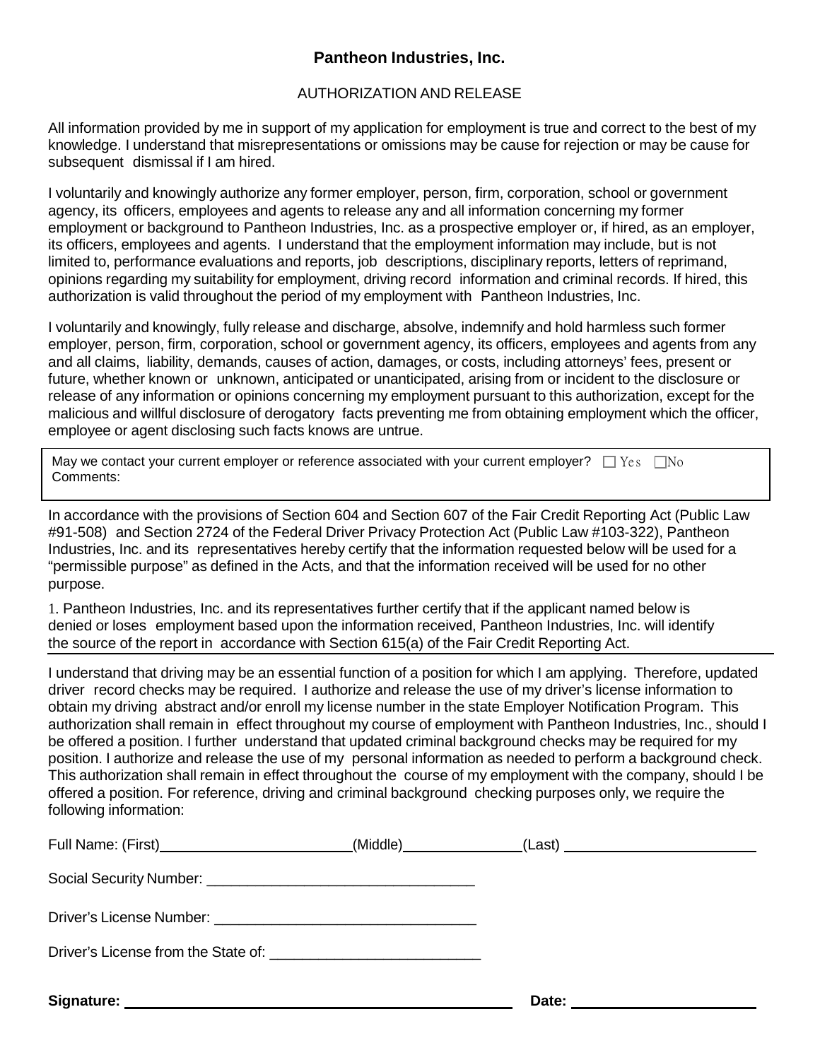**Pantheon Industries, Inc.**

AUTHORIZATION AND RELEASE

All information provided by me in support of my application for employment is true and correct to the best of my knowledge. I understand that misrepresentations or omissions may be cause for rejection or may be cause for subsequent dismissal if I am hired.

I voluntarily and knowingly authorize any former employer, person, firm, corporation, school or government agency, its officers, employees and agents to release any and all information concerning my former employment or background to Pantheon Industries, Inc. as a prospective employer or, if hired, as an employer, its officers, employees and agents. I understand that the employment information may include, but is not limited to, performance evaluations and reports, job descriptions, disciplinary reports, letters of reprimand, opinions regarding my suitability for employment, driving record information and criminal records. If hired, this authorization is valid throughout the period of my employment with Pantheon Industries, Inc.

I voluntarily and knowingly, fully release and discharge, absolve, indemnify and hold harmless such former employer, person, firm, corporation, school or government agency, its officers, employees and agents from any and all claims, liability, demands, causes of action, damages, or costs, including attorneys' fees, present or future, whether known or unknown, anticipated or unanticipated, arising from or incident to the disclosure or release of any information or opinions concerning my employment pursuant to this authorization, except for the malicious and willful disclosure of derogatory facts preventing me from obtaining employment which the officer, employee or agent disclosing such facts knows are untrue.

May we contact your current employer or reference associated with your current employer? ☐ Yes ☐ No
Comments:

In accordance with the provisions of Section 604 and Section 607 of the Fair Credit Reporting Act (Public Law #91-508) and Section 2724 of the Federal Driver Privacy Protection Act (Public Law #103-322), Pantheon Industries, Inc. and its representatives hereby certify that the information requested below will be used for a "permissible purpose" as defined in the Acts, and that the information received will be used for no other purpose.

1. Pantheon Industries, Inc. and its representatives further certify that if the applicant named below is denied or loses employment based upon the information received, Pantheon Industries, Inc. will identify the source of the report in accordance with Section 615(a) of the Fair Credit Reporting Act.

I understand that driving may be an essential function of a position for which I am applying. Therefore, updated driver record checks may be required. I authorize and release the use of my driver's license information to obtain my driving abstract and/or enroll my license number in the state Employer Notification Program. This authorization shall remain in effect throughout my course of employment with Pantheon Industries, Inc., should I be offered a position. I further understand that updated criminal background checks may be required for my position. I authorize and release the use of my personal information as needed to perform a background check. This authorization shall remain in effect throughout the course of my employment with the company, should I be offered a position. For reference, driving and criminal background checking purposes only, we require the following information:

Full Name: (First)________________________(Middle)_______________(Last) ________________________

Social Security Number: _________________________________

Driver's License Number: _________________________________

Driver's License from the State of: __________________________

**Signature:** _______________________________________________ **Date:** _______________________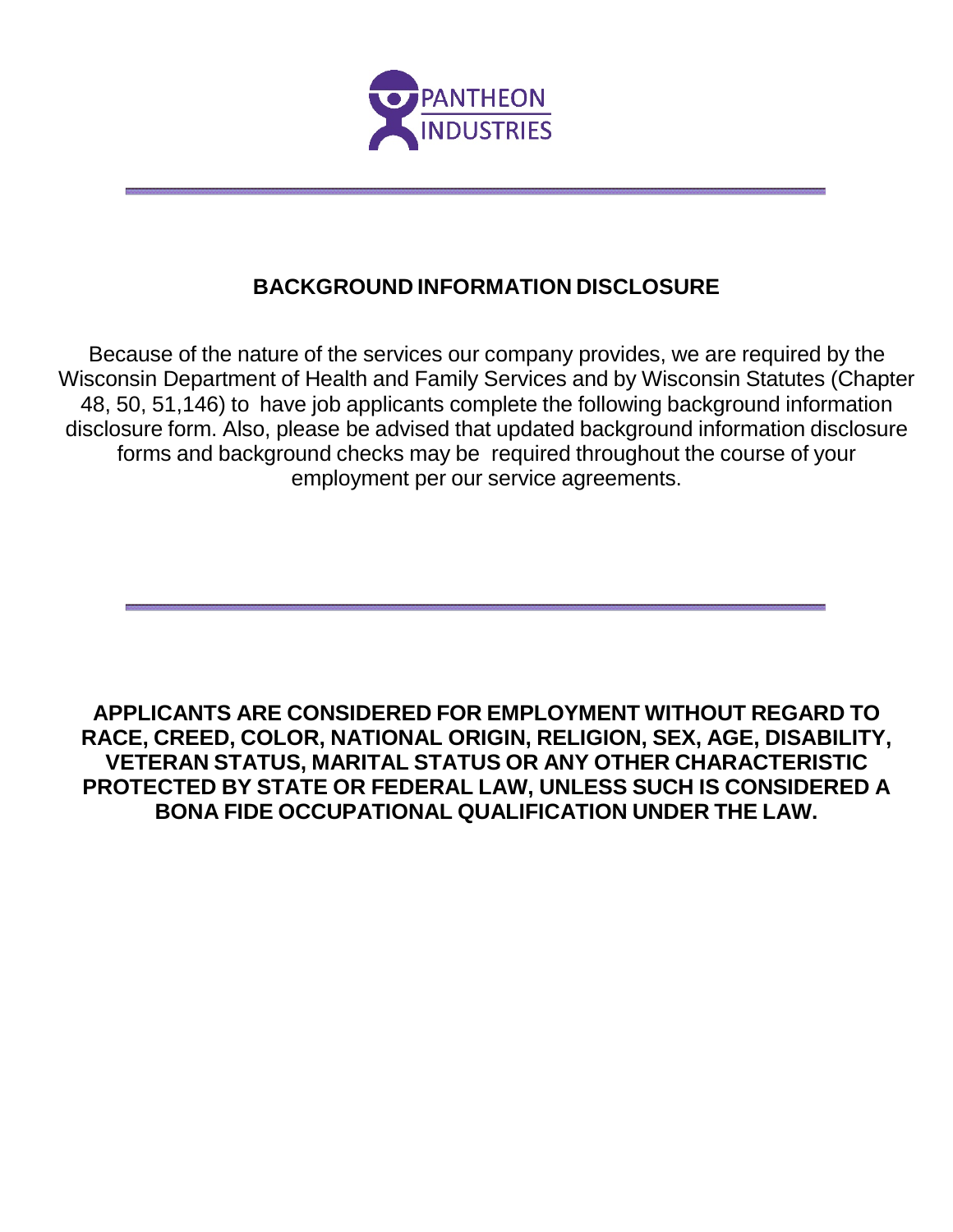PANTHEON
INDUSTRIES

---

## BACKGROUND INFORMATION DISCLOSURE

Because of the nature of the services our company provides, we are required by the Wisconsin Department of Health and Family Services and by Wisconsin Statutes (Chapter 48, 50, 51,146) to have job applicants complete the following background information disclosure form. Also, please be advised that updated background information disclosure forms and background checks may be required throughout the course of your employment per our service agreements.

---

**APPLICANTS ARE CONSIDERED FOR EMPLOYMENT WITHOUT REGARD TO RACE, CREED, COLOR, NATIONAL ORIGIN, RELIGION, SEX, AGE, DISABILITY, VETERAN STATUS, MARITAL STATUS OR ANY OTHER CHARACTERISTIC PROTECTED BY STATE OR FEDERAL LAW, UNLESS SUCH IS CONSIDERED A BONA FIDE OCCUPATIONAL QUALIFICATION UNDER THE LAW.**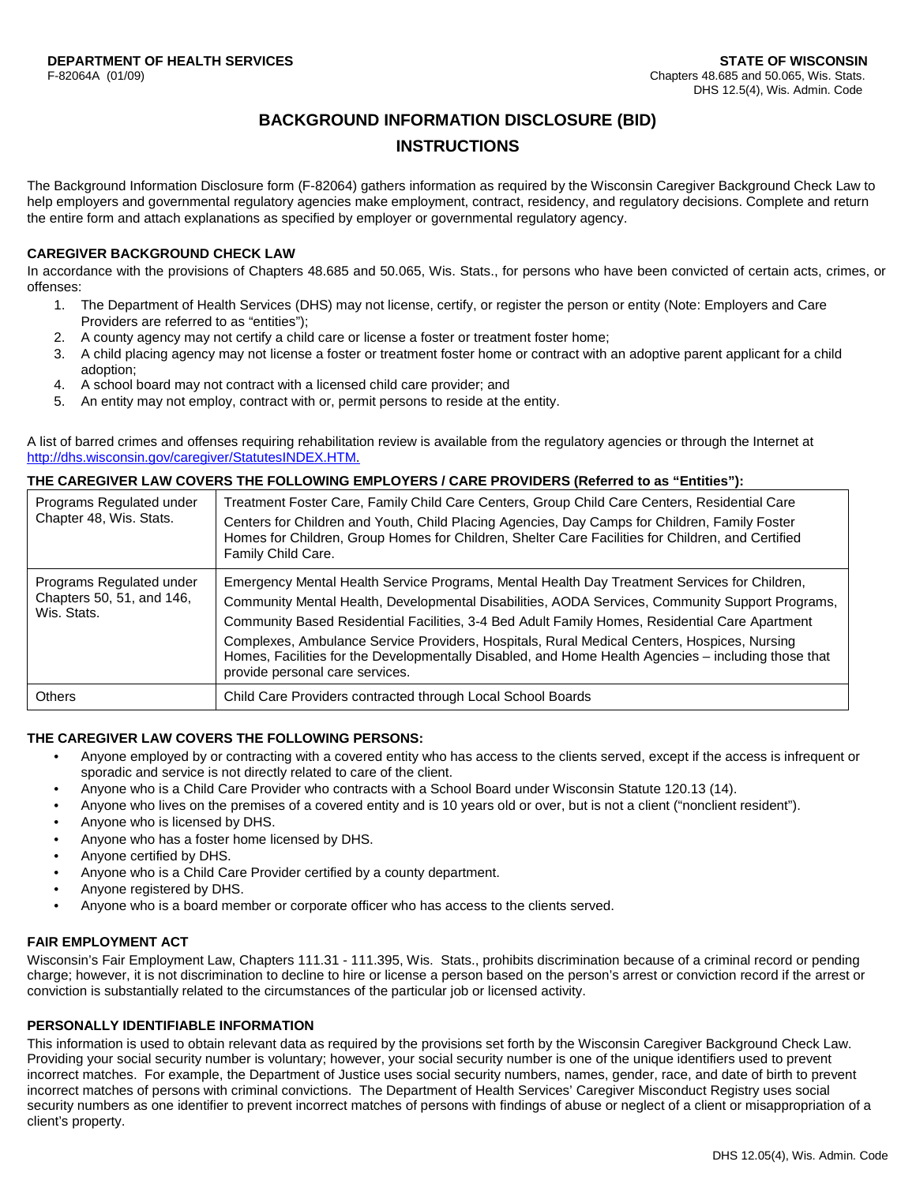**DEPARTMENT OF HEALTH SERVICES**
F-82064A (01/09)

**STATE OF WISCONSIN**
Chapters 48.685 and 50.065, Wis. Stats.
DHS 12.5(4), Wis. Admin. Code

# BACKGROUND INFORMATION DISCLOSURE (BID)
# INSTRUCTIONS

The Background Information Disclosure form (F-82064) gathers information as required by the Wisconsin Caregiver Background Check Law to help employers and governmental regulatory agencies make employment, contract, residency, and regulatory decisions. Complete and return the entire form and attach explanations as specified by employer or governmental regulatory agency.

## CAREGIVER BACKGROUND CHECK LAW

In accordance with the provisions of Chapters 48.685 and 50.065, Wis. Stats., for persons who have been convicted of certain acts, crimes, or offenses:

1. The Department of Health Services (DHS) may not license, certify, or register the person or entity (Note: Employers and Care Providers are referred to as "entities");
2. A county agency may not certify a child care or license a foster or treatment foster home;
3. A child placing agency may not license a foster or treatment foster home or contract with an adoptive parent applicant for a child adoption;
4. A school board may not contract with a licensed child care provider; and
5. An entity may not employ, contract with or, permit persons to reside at the entity.

A list of barred crimes and offenses requiring rehabilitation review is available from the regulatory agencies or through the Internet at http://dhs.wisconsin.gov/caregiver/StatutesINDEX.HTM.

## THE CAREGIVER LAW COVERS THE FOLLOWING EMPLOYERS / CARE PROVIDERS (Referred to as "Entities"):

| | |
|---|---|
| Programs Regulated under Chapter 48, Wis. Stats. | Treatment Foster Care, Family Child Care Centers, Group Child Care Centers, Residential Care Centers for Children and Youth, Child Placing Agencies, Day Camps for Children, Family Foster Homes for Children, Group Homes for Children, Shelter Care Facilities for Children, and Certified Family Child Care. |
| Programs Regulated under Chapters 50, 51, and 146, Wis. Stats. | Emergency Mental Health Service Programs, Mental Health Day Treatment Services for Children, Community Mental Health, Developmental Disabilities, AODA Services, Community Support Programs, Community Based Residential Facilities, 3-4 Bed Adult Family Homes, Residential Care Apartment Complexes, Ambulance Service Providers, Hospitals, Rural Medical Centers, Hospices, Nursing Homes, Facilities for the Developmentally Disabled, and Home Health Agencies – including those that provide personal care services. |
| Others | Child Care Providers contracted through Local School Boards |

## THE CAREGIVER LAW COVERS THE FOLLOWING PERSONS:

- Anyone employed by or contracting with a covered entity who has access to the clients served, except if the access is infrequent or sporadic and service is not directly related to care of the client.
- Anyone who is a Child Care Provider who contracts with a School Board under Wisconsin Statute 120.13 (14).
- Anyone who lives on the premises of a covered entity and is 10 years old or over, but is not a client ("nonclient resident").
- Anyone who is licensed by DHS.
- Anyone who has a foster home licensed by DHS.
- Anyone certified by DHS.
- Anyone who is a Child Care Provider certified by a county department.
- Anyone registered by DHS.
- Anyone who is a board member or corporate officer who has access to the clients served.

## FAIR EMPLOYMENT ACT

Wisconsin's Fair Employment Law, Chapters 111.31 - 111.395, Wis. Stats., prohibits discrimination because of a criminal record or pending charge; however, it is not discrimination to decline to hire or license a person based on the person's arrest or conviction record if the arrest or conviction is substantially related to the circumstances of the particular job or licensed activity.

## PERSONALLY IDENTIFIABLE INFORMATION

This information is used to obtain relevant data as required by the provisions set forth by the Wisconsin Caregiver Background Check Law. Providing your social security number is voluntary; however, your social security number is one of the unique identifiers used to prevent incorrect matches. For example, the Department of Justice uses social security numbers, names, gender, race, and date of birth to prevent incorrect matches of persons with criminal convictions. The Department of Health Services' Caregiver Misconduct Registry uses social security numbers as one identifier to prevent incorrect matches of persons with findings of abuse or neglect of a client or misappropriation of a client's property.

DHS 12.05(4), Wis. Admin. Code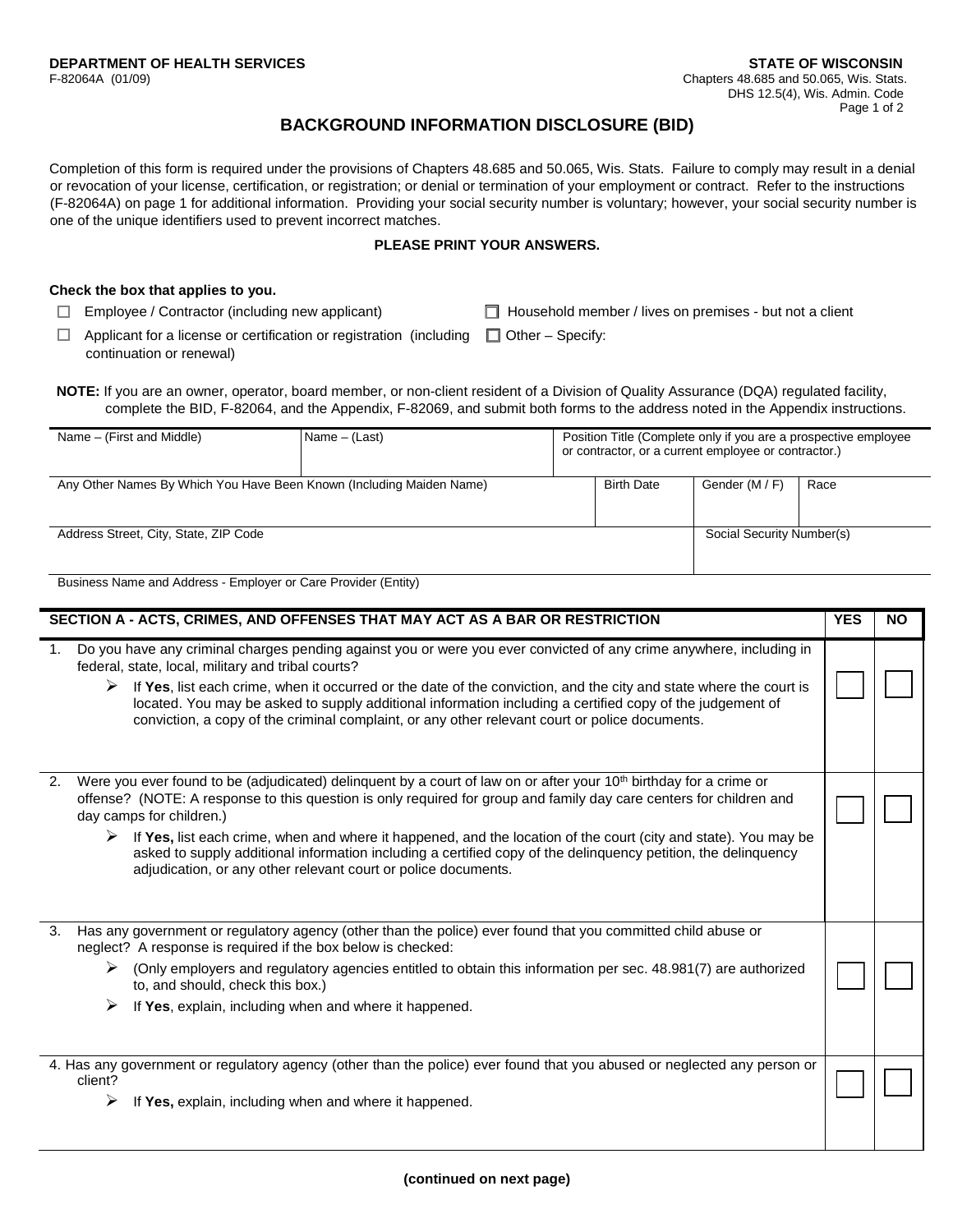**DEPARTMENT OF HEALTH SERVICES**
F-82064A (01/09)

**STATE OF WISCONSIN**
Chapters 48.685 and 50.065, Wis. Stats.
DHS 12.5(4), Wis. Admin. Code

# BACKGROUND INFORMATION DISCLOSURE (BID)

Completion of this form is required under the provisions of Chapters 48.685 and 50.065, Wis. Stats. Failure to comply may result in a denial or revocation of your license, certification, or registration; or denial or termination of your employment or contract. Refer to the instructions (F-82064A) on page 1 for additional information. Providing your social security number is voluntary; however, your social security number is one of the unique identifiers used to prevent incorrect matches.

**PLEASE PRINT YOUR ANSWERS.**

**Check the box that applies to you.**

- ☐ Employee / Contractor (including new applicant)
- ☐ Household member / lives on premises - but not a client
- ☐ Applicant for a license or certification or registration (including continuation or renewal)
- ☐ Other – Specify:

**NOTE:** If you are an owner, operator, board member, or non-client resident of a Division of Quality Assurance (DQA) regulated facility, complete the BID, F-82064, and the Appendix, F-82069, and submit both forms to the address noted in the Appendix instructions.

| Name – (First and Middle) | Name – (Last) | Position Title (Complete only if you are a prospective employee or contractor, or a current employee or contractor.) | |
|---|---|---|---|
| Any Other Names By Which You Have Been Known (Including Maiden Name) | Birth Date | Gender (M / F) | Race |
| Address Street, City, State, ZIP Code | | Social Security Number(s) | |
| Business Name and Address - Employer or Care Provider (Entity) | | | |

| SECTION A - ACTS, CRIMES, AND OFFENSES THAT MAY ACT AS A BAR OR RESTRICTION | YES | NO |
|---|---|---|
| 1. Do you have any criminal charges pending against you or were you ever convicted of any crime anywhere, including in federal, state, local, military and tribal courts?<br>➢ If **Yes**, list each crime, when it occurred or the date of the conviction, and the city and state where the court is located. You may be asked to supply additional information including a certified copy of the judgement of conviction, a copy of the criminal complaint, or any other relevant court or police documents. | ☐ | ☐ |
| 2. Were you ever found to be (adjudicated) delinquent by a court of law on or after your 10th birthday for a crime or offense? (NOTE: A response to this question is only required for group and family day care centers for children and day camps for children.)<br>➢ If **Yes,** list each crime, when and where it happened, and the location of the court (city and state). You may be asked to supply additional information including a certified copy of the delinquency petition, the delinquency adjudication, or any other relevant court or police documents. | ☐ | ☐ |
| 3. Has any government or regulatory agency (other than the police) ever found that you committed child abuse or neglect? A response is required if the box below is checked:<br>➢ (Only employers and regulatory agencies entitled to obtain this information per sec. 48.981(7) are authorized to, and should, check this box.)<br>➢ If **Yes**, explain, including when and where it happened. | ☐ | ☐ |
| 4. Has any government or regulatory agency (other than the police) ever found that you abused or neglected any person or client?<br>➢ If **Yes,** explain, including when and where it happened. | ☐ | ☐ |

**(continued on next page)**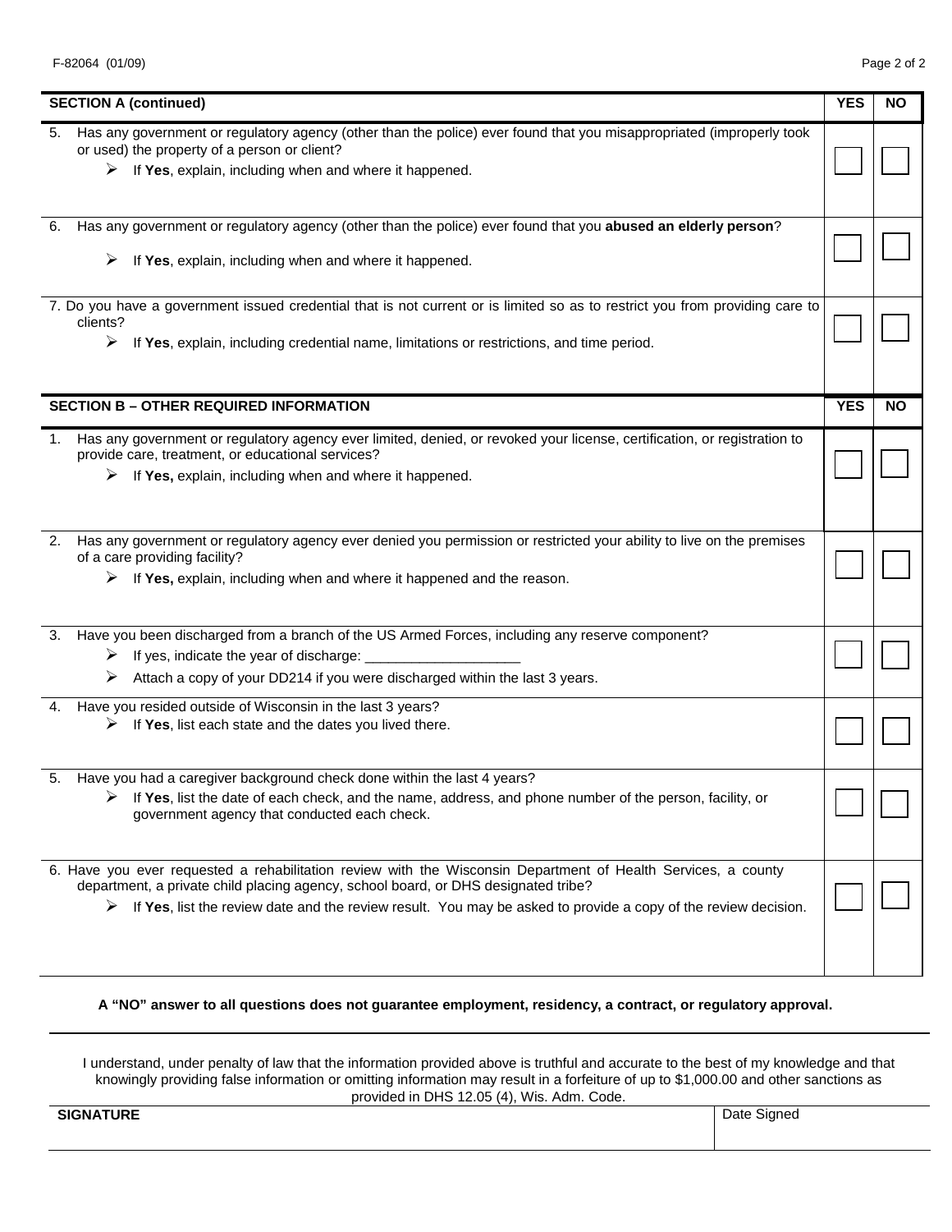F-82064 (01/09)

| SECTION A (continued) | YES | NO |
|---|---|---|
| 5. Has any government or regulatory agency (other than the police) ever found that you misappropriated (improperly took or used) the property of a person or client?<br>➢ If **Yes**, explain, including when and where it happened. | ☐ | ☐ |
| 6. Has any government or regulatory agency (other than the police) ever found that you **abused an elderly person**?<br>➢ If **Yes**, explain, including when and where it happened. | ☐ | ☐ |
| 7. Do you have a government issued credential that is not current or is limited so as to restrict you from providing care to clients?<br>➢ If **Yes**, explain, including credential name, limitations or restrictions, and time period. | ☐ | ☐ |

| SECTION B – OTHER REQUIRED INFORMATION | YES | NO |
|---|---|---|
| 1. Has any government or regulatory agency ever limited, denied, or revoked your license, certification, or registration to provide care, treatment, or educational services?<br>➢ If **Yes,** explain, including when and where it happened. | ☐ | ☐ |
| 2. Has any government or regulatory agency ever denied you permission or restricted your ability to live on the premises of a care providing facility?<br>➢ If **Yes,** explain, including when and where it happened and the reason. | ☐ | ☐ |
| 3. Have you been discharged from a branch of the US Armed Forces, including any reserve component?<br>➢ If yes, indicate the year of discharge: ____________________<br>➢ Attach a copy of your DD214 if you were discharged within the last 3 years. | ☐ | ☐ |
| 4. Have you resided outside of Wisconsin in the last 3 years?<br>➢ If **Yes**, list each state and the dates you lived there. | ☐ | ☐ |
| 5. Have you had a caregiver background check done within the last 4 years?<br>➢ If **Yes**, list the date of each check, and the name, address, and phone number of the person, facility, or government agency that conducted each check. | ☐ | ☐ |
| 6. Have you ever requested a rehabilitation review with the Wisconsin Department of Health Services, a county department, a private child placing agency, school board, or DHS designated tribe?<br>➢ If **Yes**, list the review date and the review result. You may be asked to provide a copy of the review decision. | ☐ | ☐ |

**A "NO" answer to all questions does not guarantee employment, residency, a contract, or regulatory approval.**

I understand, under penalty of law that the information provided above is truthful and accurate to the best of my knowledge and that knowingly providing false information or omitting information may result in a forfeiture of up to $1,000.00 and other sanctions as provided in DHS 12.05 (4), Wis. Adm. Code.

| **SIGNATURE** | Date Signed |
|---|---|
| | |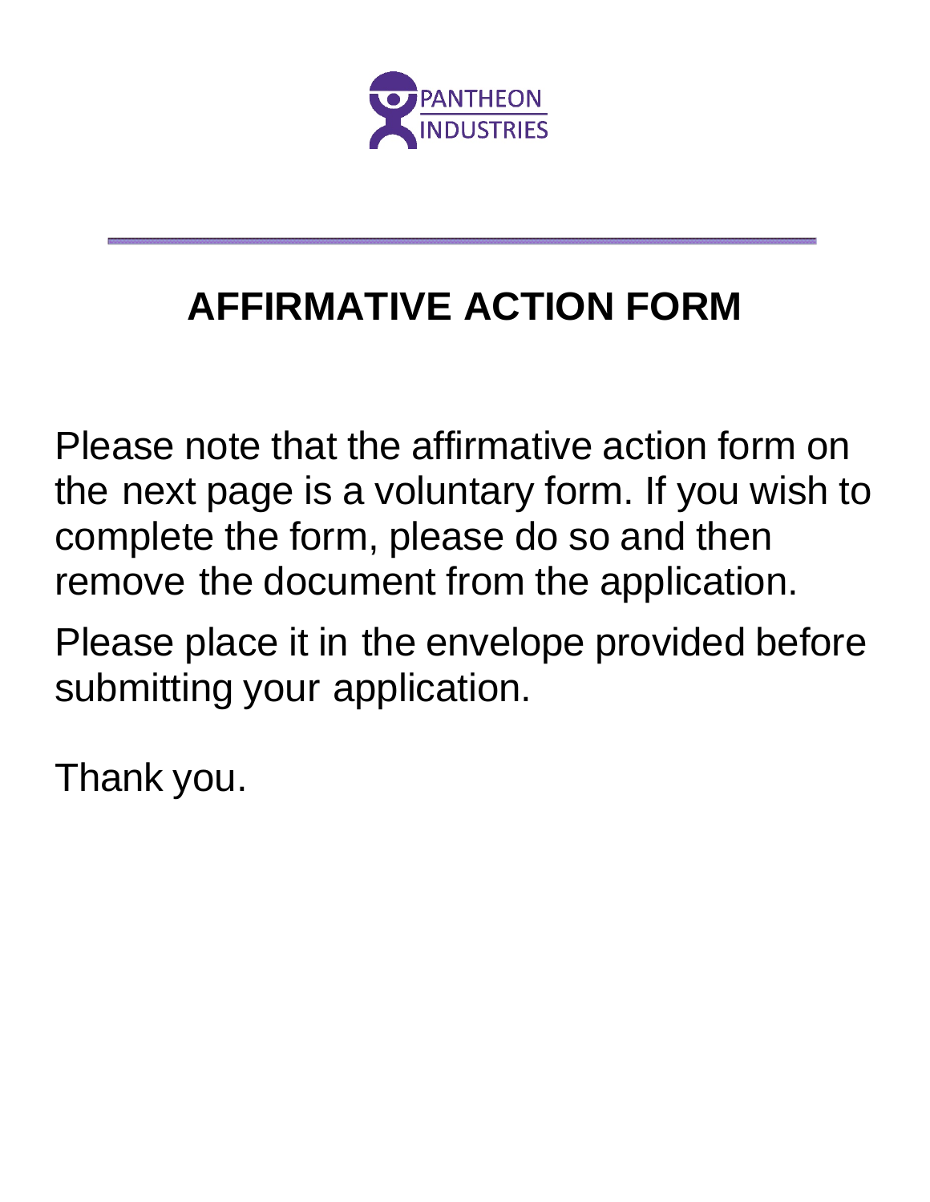PANTHEON
INDUSTRIES

# AFFIRMATIVE ACTION FORM

Please note that the affirmative action form on the next page is a voluntary form. If you wish to complete the form, please do so and then remove the document from the application.

Please place it in the envelope provided before submitting your application.

Thank you.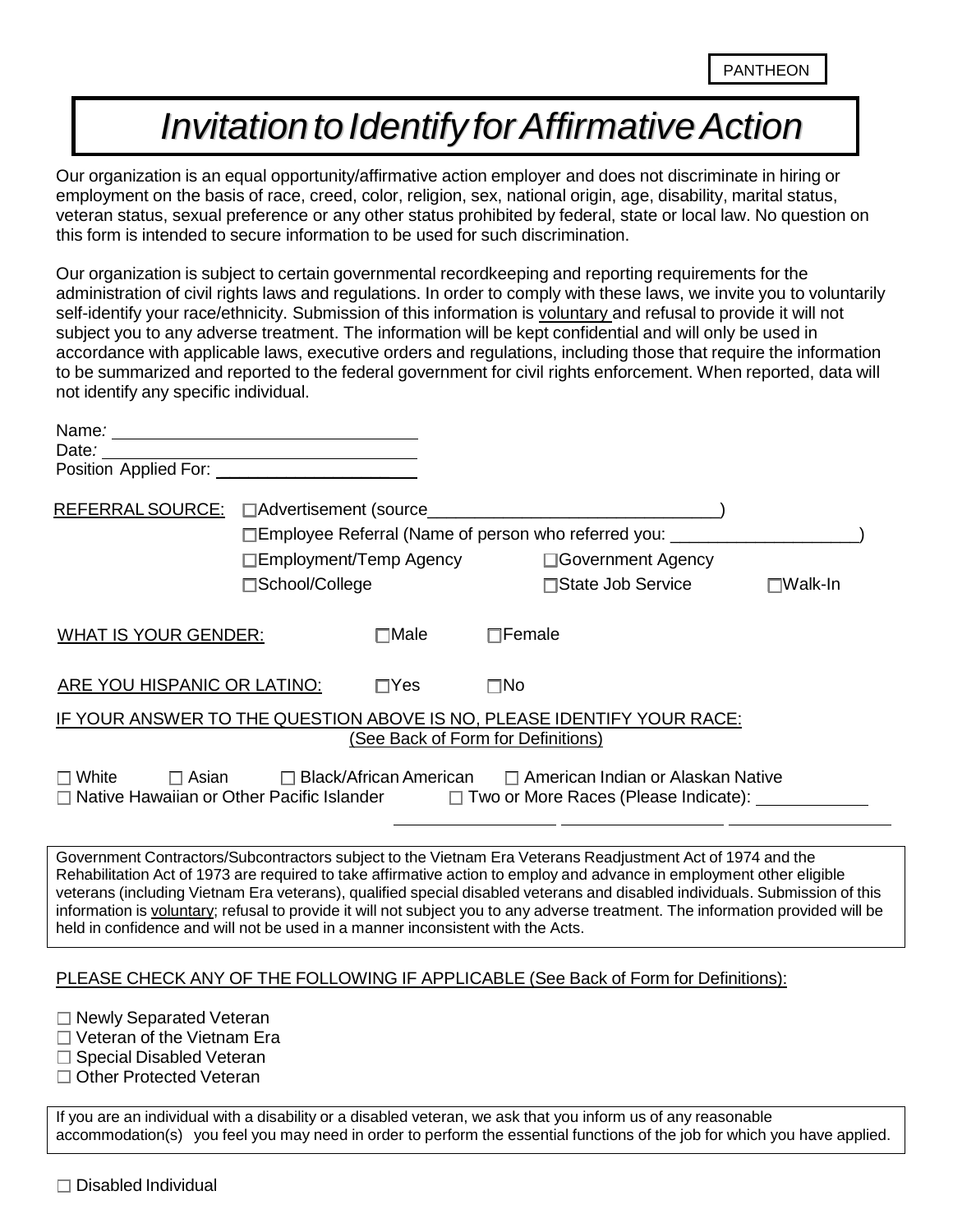PANTHEON

# *Invitation to Identify for Affirmative Action*

Our organization is an equal opportunity/affirmative action employer and does not discriminate in hiring or employment on the basis of race, creed, color, religion, sex, national origin, age, disability, marital status, veteran status, sexual preference or any other status prohibited by federal, state or local law. No question on this form is intended to secure information to be used for such discrimination.

Our organization is subject to certain governmental recordkeeping and reporting requirements for the administration of civil rights laws and regulations. In order to comply with these laws, we invite you to voluntarily self-identify your race/ethnicity. Submission of this information is voluntary and refusal to provide it will not subject you to any adverse treatment. The information will be kept confidential and will only be used in accordance with applicable laws, executive orders and regulations, including those that require the information to be summarized and reported to the federal government for civil rights enforcement. When reported, data will not identify any specific individual.

Name: ______________________________

Date: ______________________________

Position Applied For: ______________________

REFERRAL SOURCE:
- ☐ Advertisement (source______________________________)
- ☐ Employee Referral (Name of person who referred you: ___________________)
- ☐ Employment/Temp Agency
- ☐ Government Agency
- ☐ School/College
- ☐ State Job Service
- ☐ Walk-In

WHAT IS YOUR GENDER: ☐ Male ☐ Female

ARE YOU HISPANIC OR LATINO: ☐ Yes ☐ No

IF YOUR ANSWER TO THE QUESTION ABOVE IS NO, PLEASE IDENTIFY YOUR RACE:
(See Back of Form for Definitions)

☐ White ☐ Asian ☐ Black/African American ☐ American Indian or Alaskan Native
☐ Native Hawaiian or Other Pacific Islander ☐ Two or More Races (Please Indicate): ____________

________________ ________________ ________________

Government Contractors/Subcontractors subject to the Vietnam Era Veterans Readjustment Act of 1974 and the Rehabilitation Act of 1973 are required to take affirmative action to employ and advance in employment other eligible veterans (including Vietnam Era veterans), qualified special disabled veterans and disabled individuals. Submission of this information is voluntary; refusal to provide it will not subject you to any adverse treatment. The information provided will be held in confidence and will not be used in a manner inconsistent with the Acts.

PLEASE CHECK ANY OF THE FOLLOWING IF APPLICABLE (See Back of Form for Definitions):

- ☐ Newly Separated Veteran
- ☐ Veteran of the Vietnam Era
- ☐ Special Disabled Veteran
- ☐ Other Protected Veteran

If you are an individual with a disability or a disabled veteran, we ask that you inform us of any reasonable accommodation(s) you feel you may need in order to perform the essential functions of the job for which you have applied.

☐ Disabled Individual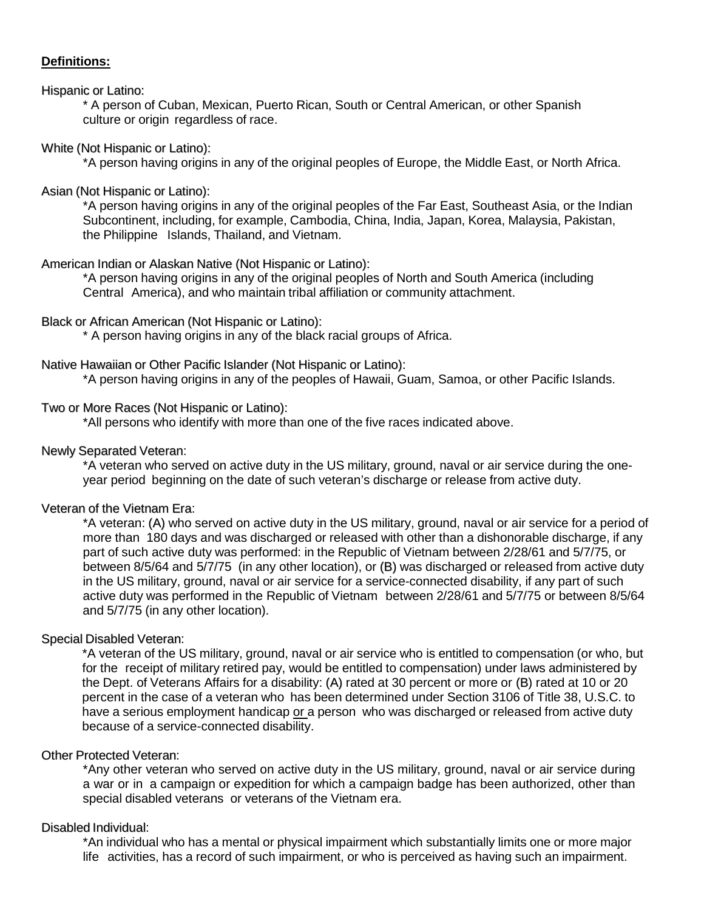**Definitions:**

Hispanic or Latino:

* A person of Cuban, Mexican, Puerto Rican, South or Central American, or other Spanish culture or origin regardless of race.

White (Not Hispanic or Latino):

*A person having origins in any of the original peoples of Europe, the Middle East, or North Africa.

Asian (Not Hispanic or Latino):

*A person having origins in any of the original peoples of the Far East, Southeast Asia, or the Indian Subcontinent, including, for example, Cambodia, China, India, Japan, Korea, Malaysia, Pakistan, the Philippine Islands, Thailand, and Vietnam.

American Indian or Alaskan Native (Not Hispanic or Latino):

*A person having origins in any of the original peoples of North and South America (including Central America), and who maintain tribal affiliation or community attachment.

Black or African American (Not Hispanic or Latino):

* A person having origins in any of the black racial groups of Africa.

Native Hawaiian or Other Pacific Islander (Not Hispanic or Latino):

*A person having origins in any of the peoples of Hawaii, Guam, Samoa, or other Pacific Islands.

Two or More Races (Not Hispanic or Latino):

*All persons who identify with more than one of the five races indicated above.

Newly Separated Veteran:

*A veteran who served on active duty in the US military, ground, naval or air service during the one-year period beginning on the date of such veteran's discharge or release from active duty.

Veteran of the Vietnam Era:

*A veteran: (A) who served on active duty in the US military, ground, naval or air service for a period of more than 180 days and was discharged or released with other than a dishonorable discharge, if any part of such active duty was performed: in the Republic of Vietnam between 2/28/61 and 5/7/75, or between 8/5/64 and 5/7/75 (in any other location), or (B) was discharged or released from active duty in the US military, ground, naval or air service for a service-connected disability, if any part of such active duty was performed in the Republic of Vietnam between 2/28/61 and 5/7/75 or between 8/5/64 and 5/7/75 (in any other location).

Special Disabled Veteran:

*A veteran of the US military, ground, naval or air service who is entitled to compensation (or who, but for the receipt of military retired pay, would be entitled to compensation) under laws administered by the Dept. of Veterans Affairs for a disability: (A) rated at 30 percent or more or (B) rated at 10 or 20 percent in the case of a veteran who has been determined under Section 3106 of Title 38, U.S.C. to have a serious employment handicap or a person who was discharged or released from active duty because of a service-connected disability.

Other Protected Veteran:

*Any other veteran who served on active duty in the US military, ground, naval or air service during a war or in a campaign or expedition for which a campaign badge has been authorized, other than special disabled veterans or veterans of the Vietnam era.

Disabled Individual:

*An individual who has a mental or physical impairment which substantially limits one or more major life activities, has a record of such impairment, or who is perceived as having such an impairment.